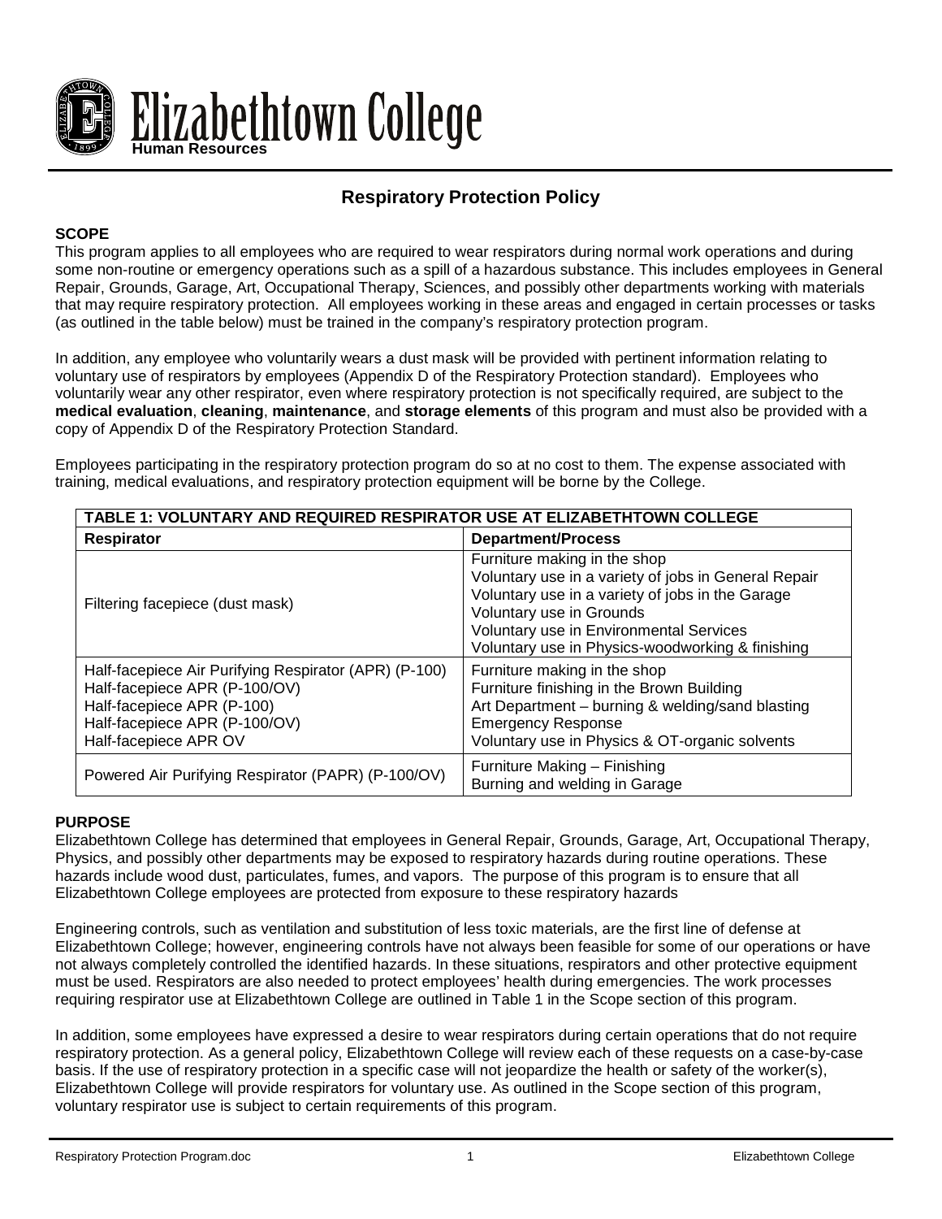Elizabethtown College
Human Resources

# Respiratory Protection Policy

## SCOPE

This program applies to all employees who are required to wear respirators during normal work operations and during some non-routine or emergency operations such as a spill of a hazardous substance. This includes employees in General Repair, Grounds, Garage, Art, Occupational Therapy, Sciences, and possibly other departments working with materials that may require respiratory protection. All employees working in these areas and engaged in certain processes or tasks (as outlined in the table below) must be trained in the company's respiratory protection program.

In addition, any employee who voluntarily wears a dust mask will be provided with pertinent information relating to voluntary use of respirators by employees (Appendix D of the Respiratory Protection standard). Employees who voluntarily wear any other respirator, even where respiratory protection is not specifically required, are subject to the **medical evaluation**, **cleaning**, **maintenance**, and **storage elements** of this program and must also be provided with a copy of Appendix D of the Respiratory Protection Standard.

Employees participating in the respiratory protection program do so at no cost to them. The expense associated with training, medical evaluations, and respiratory protection equipment will be borne by the College.

| TABLE 1: VOLUNTARY AND REQUIRED RESPIRATOR USE AT ELIZABETHTOWN COLLEGE | |
|---|---|
| **Respirator** | **Department/Process** |
| Filtering facepiece (dust mask) | Furniture making in the shop<br>Voluntary use in a variety of jobs in General Repair<br>Voluntary use in a variety of jobs in the Garage<br>Voluntary use in Grounds<br>Voluntary use in Environmental Services<br>Voluntary use in Physics-woodworking & finishing |
| Half-facepiece Air Purifying Respirator (APR) (P-100)<br>Half-facepiece APR (P-100/OV)<br>Half-facepiece APR (P-100)<br>Half-facepiece APR (P-100/OV)<br>Half-facepiece APR OV | Furniture making in the shop<br>Furniture finishing in the Brown Building<br>Art Department – burning & welding/sand blasting<br>Emergency Response<br>Voluntary use in Physics & OT-organic solvents |
| Powered Air Purifying Respirator (PAPR) (P-100/OV) | Furniture Making – Finishing<br>Burning and welding in Garage |

## PURPOSE

Elizabethtown College has determined that employees in General Repair, Grounds, Garage, Art, Occupational Therapy, Physics, and possibly other departments may be exposed to respiratory hazards during routine operations. These hazards include wood dust, particulates, fumes, and vapors. The purpose of this program is to ensure that all Elizabethtown College employees are protected from exposure to these respiratory hazards

Engineering controls, such as ventilation and substitution of less toxic materials, are the first line of defense at Elizabethtown College; however, engineering controls have not always been feasible for some of our operations or have not always completely controlled the identified hazards. In these situations, respirators and other protective equipment must be used. Respirators are also needed to protect employees' health during emergencies. The work processes requiring respirator use at Elizabethtown College are outlined in Table 1 in the Scope section of this program.

In addition, some employees have expressed a desire to wear respirators during certain operations that do not require respiratory protection. As a general policy, Elizabethtown College will review each of these requests on a case-by-case basis. If the use of respiratory protection in a specific case will not jeopardize the health or safety of the worker(s), Elizabethtown College will provide respirators for voluntary use. As outlined in the Scope section of this program, voluntary respirator use is subject to certain requirements of this program.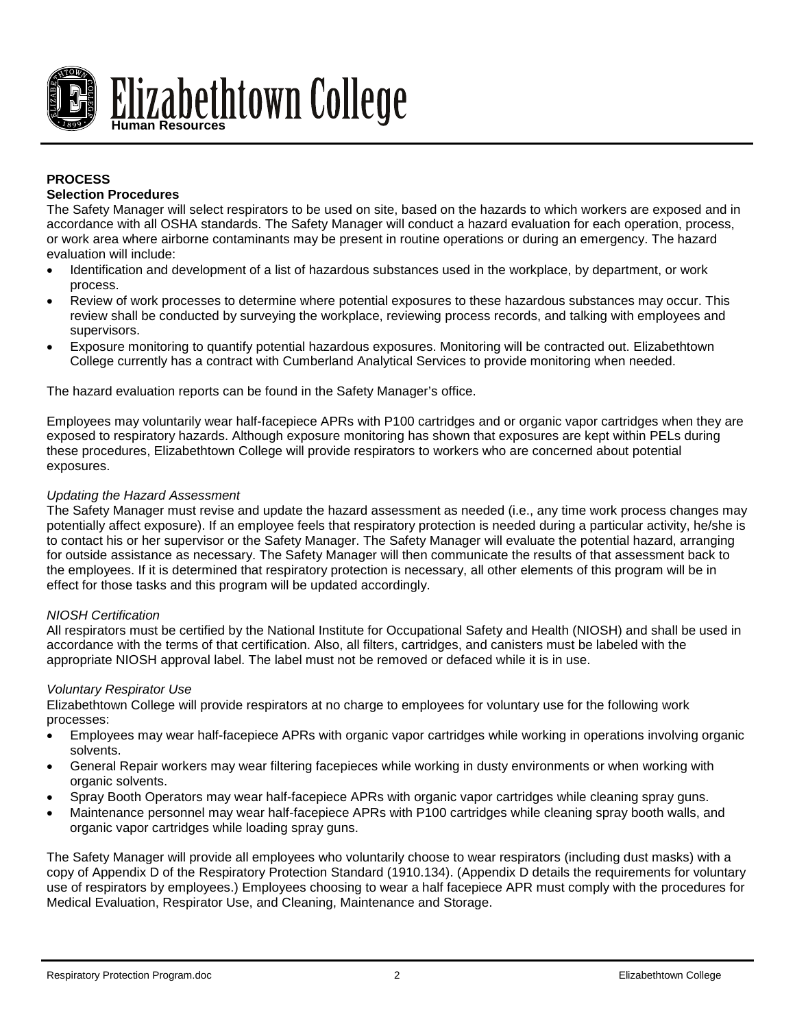## PROCESS

### Selection Procedures

The Safety Manager will select respirators to be used on site, based on the hazards to which workers are exposed and in accordance with all OSHA standards. The Safety Manager will conduct a hazard evaluation for each operation, process, or work area where airborne contaminants may be present in routine operations or during an emergency. The hazard evaluation will include:

- Identification and development of a list of hazardous substances used in the workplace, by department, or work process.
- Review of work processes to determine where potential exposures to these hazardous substances may occur. This review shall be conducted by surveying the workplace, reviewing process records, and talking with employees and supervisors.
- Exposure monitoring to quantify potential hazardous exposures. Monitoring will be contracted out. Elizabethtown College currently has a contract with Cumberland Analytical Services to provide monitoring when needed.

The hazard evaluation reports can be found in the Safety Manager's office.

Employees may voluntarily wear half-facepiece APRs with P100 cartridges and or organic vapor cartridges when they are exposed to respiratory hazards. Although exposure monitoring has shown that exposures are kept within PELs during these procedures, Elizabethtown College will provide respirators to workers who are concerned about potential exposures.

*Updating the Hazard Assessment*

The Safety Manager must revise and update the hazard assessment as needed (i.e., any time work process changes may potentially affect exposure). If an employee feels that respiratory protection is needed during a particular activity, he/she is to contact his or her supervisor or the Safety Manager. The Safety Manager will evaluate the potential hazard, arranging for outside assistance as necessary. The Safety Manager will then communicate the results of that assessment back to the employees. If it is determined that respiratory protection is necessary, all other elements of this program will be in effect for those tasks and this program will be updated accordingly.

*NIOSH Certification*

All respirators must be certified by the National Institute for Occupational Safety and Health (NIOSH) and shall be used in accordance with the terms of that certification. Also, all filters, cartridges, and canisters must be labeled with the appropriate NIOSH approval label. The label must not be removed or defaced while it is in use.

*Voluntary Respirator Use*

Elizabethtown College will provide respirators at no charge to employees for voluntary use for the following work processes:

- Employees may wear half-facepiece APRs with organic vapor cartridges while working in operations involving organic solvents.
- General Repair workers may wear filtering facepieces while working in dusty environments or when working with organic solvents.
- Spray Booth Operators may wear half-facepiece APRs with organic vapor cartridges while cleaning spray guns.
- Maintenance personnel may wear half-facepiece APRs with P100 cartridges while cleaning spray booth walls, and organic vapor cartridges while loading spray guns.

The Safety Manager will provide all employees who voluntarily choose to wear respirators (including dust masks) with a copy of Appendix D of the Respiratory Protection Standard (1910.134). (Appendix D details the requirements for voluntary use of respirators by employees.) Employees choosing to wear a half facepiece APR must comply with the procedures for Medical Evaluation, Respirator Use, and Cleaning, Maintenance and Storage.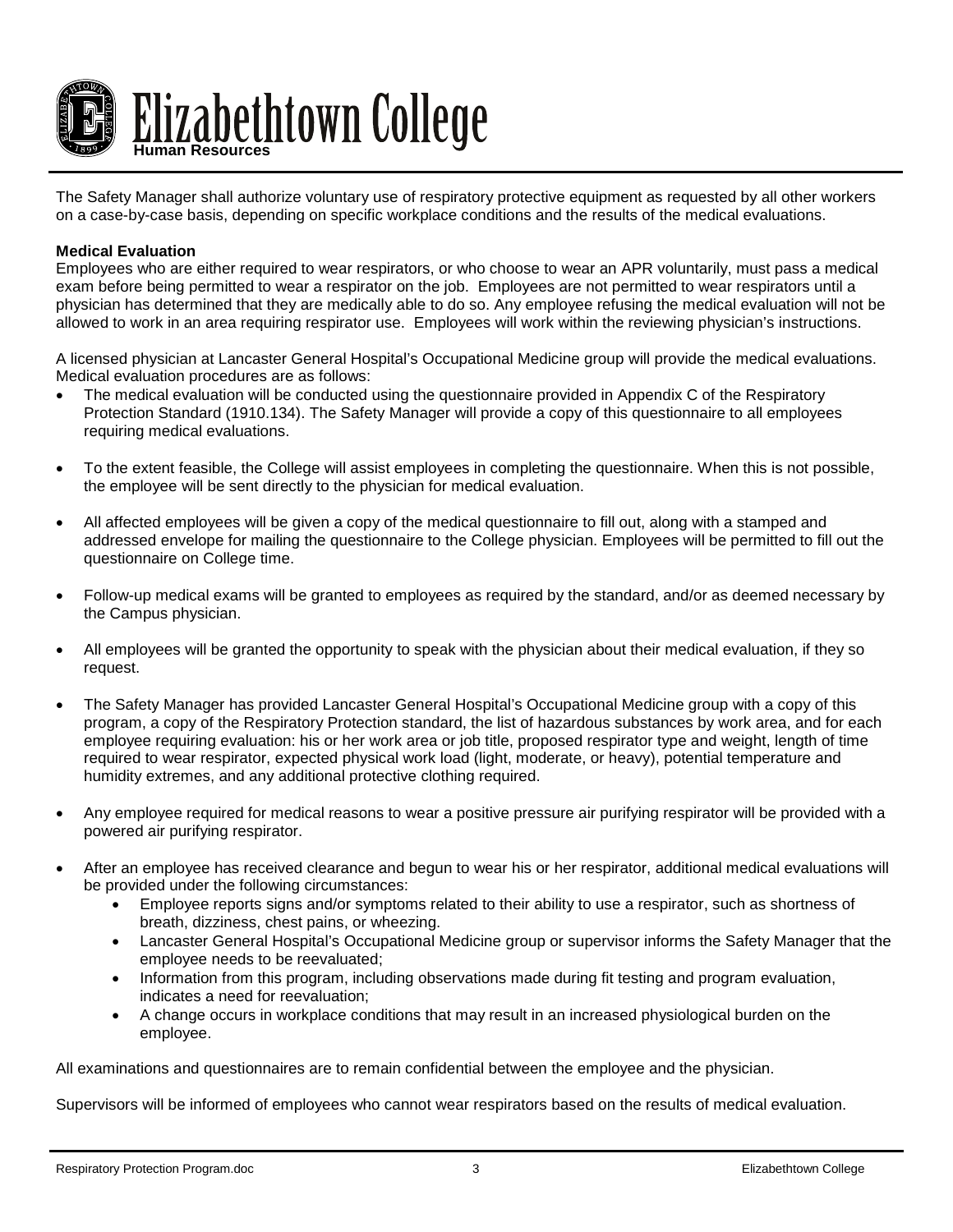The Safety Manager shall authorize voluntary use of respiratory protective equipment as requested by all other workers on a case-by-case basis, depending on specific workplace conditions and the results of the medical evaluations.

**Medical Evaluation**

Employees who are either required to wear respirators, or who choose to wear an APR voluntarily, must pass a medical exam before being permitted to wear a respirator on the job. Employees are not permitted to wear respirators until a physician has determined that they are medically able to do so. Any employee refusing the medical evaluation will not be allowed to work in an area requiring respirator use. Employees will work within the reviewing physician's instructions.

A licensed physician at Lancaster General Hospital's Occupational Medicine group will provide the medical evaluations. Medical evaluation procedures are as follows:

- The medical evaluation will be conducted using the questionnaire provided in Appendix C of the Respiratory Protection Standard (1910.134). The Safety Manager will provide a copy of this questionnaire to all employees requiring medical evaluations.
- To the extent feasible, the College will assist employees in completing the questionnaire. When this is not possible, the employee will be sent directly to the physician for medical evaluation.
- All affected employees will be given a copy of the medical questionnaire to fill out, along with a stamped and addressed envelope for mailing the questionnaire to the College physician. Employees will be permitted to fill out the questionnaire on College time.
- Follow-up medical exams will be granted to employees as required by the standard, and/or as deemed necessary by the Campus physician.
- All employees will be granted the opportunity to speak with the physician about their medical evaluation, if they so request.
- The Safety Manager has provided Lancaster General Hospital's Occupational Medicine group with a copy of this program, a copy of the Respiratory Protection standard, the list of hazardous substances by work area, and for each employee requiring evaluation: his or her work area or job title, proposed respirator type and weight, length of time required to wear respirator, expected physical work load (light, moderate, or heavy), potential temperature and humidity extremes, and any additional protective clothing required.
- Any employee required for medical reasons to wear a positive pressure air purifying respirator will be provided with a powered air purifying respirator.
- After an employee has received clearance and begun to wear his or her respirator, additional medical evaluations will be provided under the following circumstances:
    - Employee reports signs and/or symptoms related to their ability to use a respirator, such as shortness of breath, dizziness, chest pains, or wheezing.
    - Lancaster General Hospital's Occupational Medicine group or supervisor informs the Safety Manager that the employee needs to be reevaluated;
    - Information from this program, including observations made during fit testing and program evaluation, indicates a need for reevaluation;
    - A change occurs in workplace conditions that may result in an increased physiological burden on the employee.

All examinations and questionnaires are to remain confidential between the employee and the physician.

Supervisors will be informed of employees who cannot wear respirators based on the results of medical evaluation.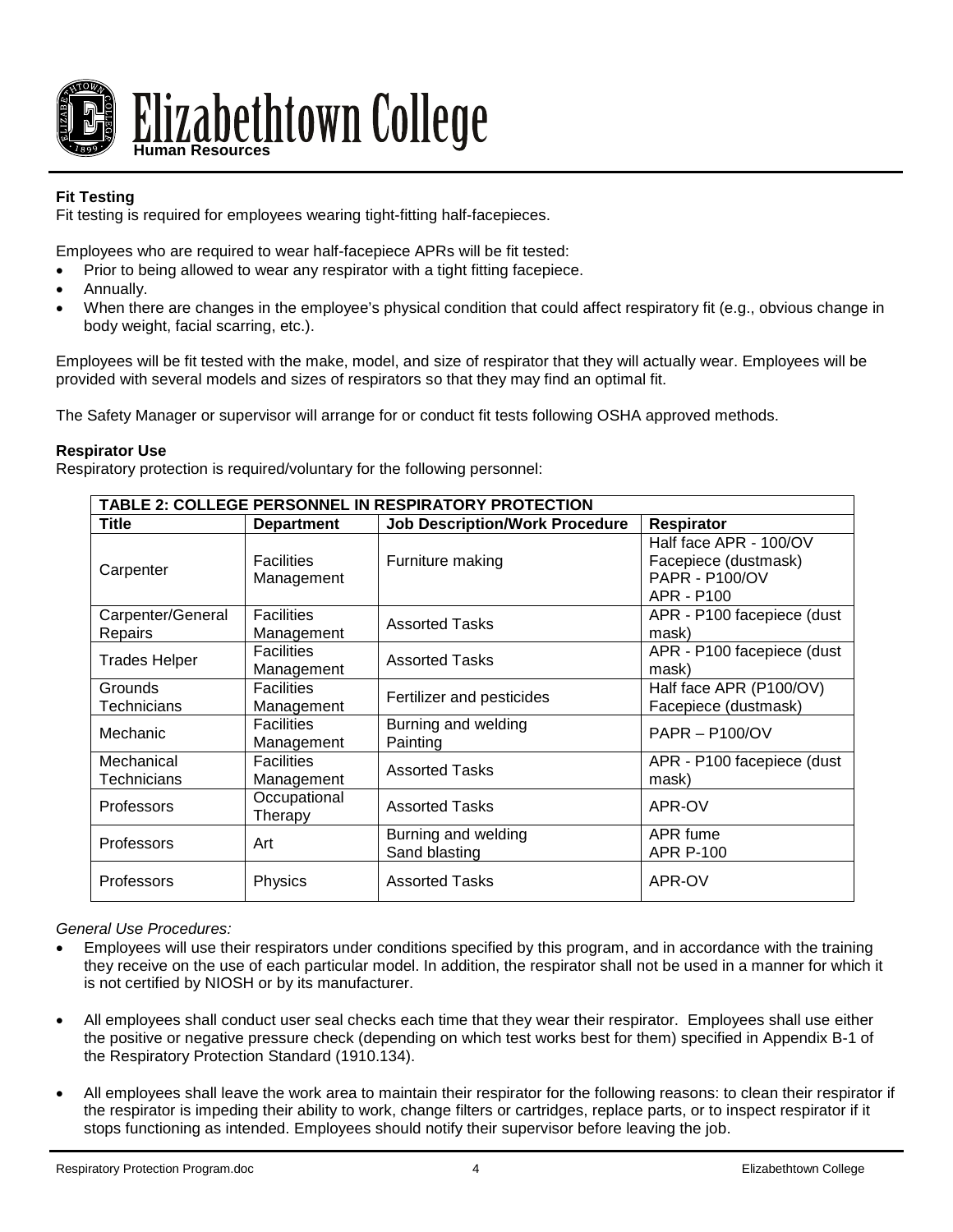**Fit Testing**

Fit testing is required for employees wearing tight-fitting half-facepieces.

Employees who are required to wear half-facepiece APRs will be fit tested:

- Prior to being allowed to wear any respirator with a tight fitting facepiece.
- Annually.
- When there are changes in the employee's physical condition that could affect respiratory fit (e.g., obvious change in body weight, facial scarring, etc.).

Employees will be fit tested with the make, model, and size of respirator that they will actually wear. Employees will be provided with several models and sizes of respirators so that they may find an optimal fit.

The Safety Manager or supervisor will arrange for or conduct fit tests following OSHA approved methods.

**Respirator Use**

Respiratory protection is required/voluntary for the following personnel:

| TABLE 2: COLLEGE PERSONNEL IN RESPIRATORY PROTECTION | | | |
|---|---|---|---|
| **Title** | **Department** | **Job Description/Work Procedure** | **Respirator** |
| Carpenter | Facilities Management | Furniture making | Half face APR - 100/OV<br>Facepiece (dustmask)<br>PAPR - P100/OV<br>APR - P100 |
| Carpenter/General Repairs | Facilities Management | Assorted Tasks | APR - P100 facepiece (dust mask) |
| Trades Helper | Facilities Management | Assorted Tasks | APR - P100 facepiece (dust mask) |
| Grounds Technicians | Facilities Management | Fertilizer and pesticides | Half face APR (P100/OV)<br>Facepiece (dustmask) |
| Mechanic | Facilities Management | Burning and welding<br>Painting | PAPR – P100/OV |
| Mechanical Technicians | Facilities Management | Assorted Tasks | APR - P100 facepiece (dust mask) |
| Professors | Occupational Therapy | Assorted Tasks | APR-OV |
| Professors | Art | Burning and welding<br>Sand blasting | APR fume<br>APR P-100 |
| Professors | Physics | Assorted Tasks | APR-OV |

*General Use Procedures:*

- Employees will use their respirators under conditions specified by this program, and in accordance with the training they receive on the use of each particular model. In addition, the respirator shall not be used in a manner for which it is not certified by NIOSH or by its manufacturer.

- All employees shall conduct user seal checks each time that they wear their respirator. Employees shall use either the positive or negative pressure check (depending on which test works best for them) specified in Appendix B-1 of the Respiratory Protection Standard (1910.134).

- All employees shall leave the work area to maintain their respirator for the following reasons: to clean their respirator if the respirator is impeding their ability to work, change filters or cartridges, replace parts, or to inspect respirator if it stops functioning as intended. Employees should notify their supervisor before leaving the job.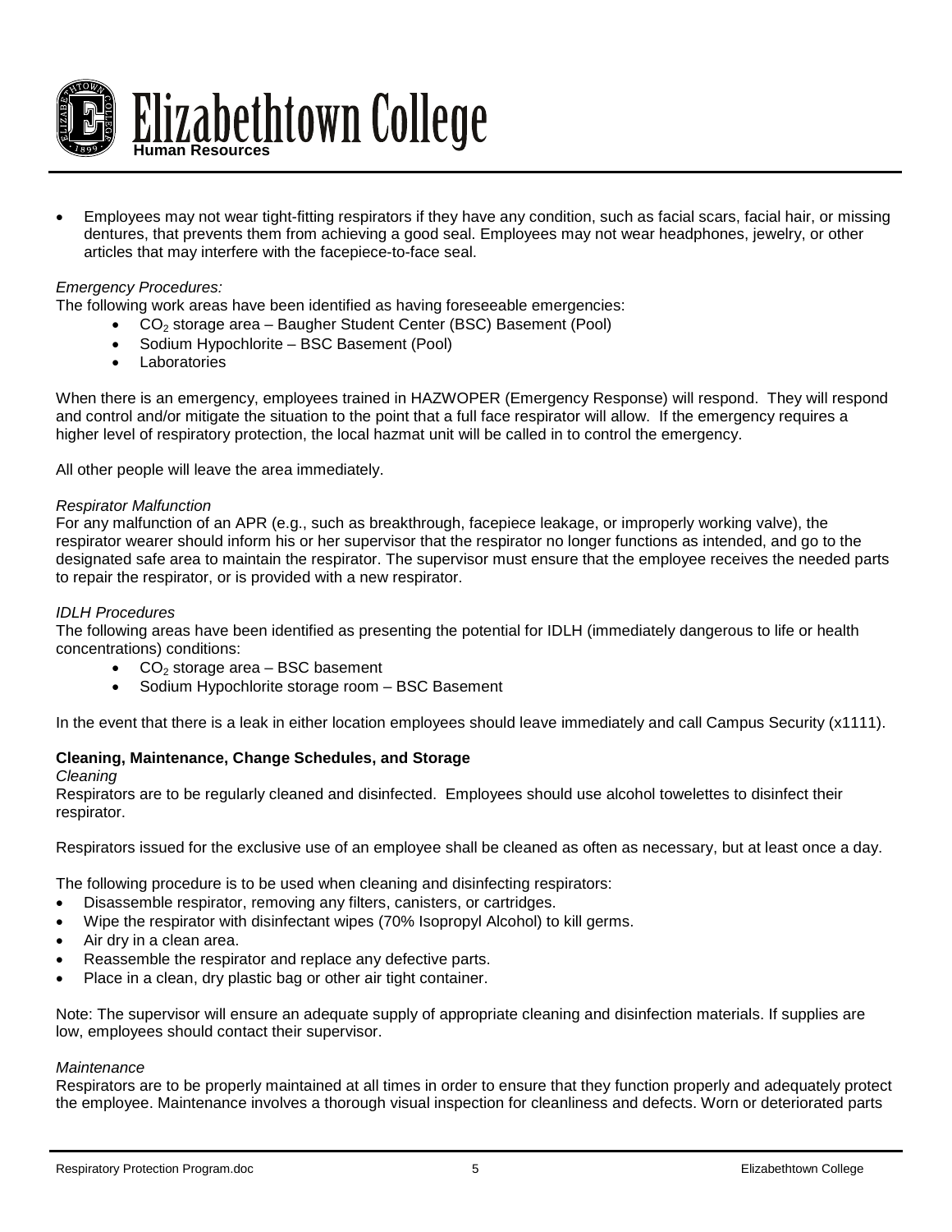- Employees may not wear tight-fitting respirators if they have any condition, such as facial scars, facial hair, or missing dentures, that prevents them from achieving a good seal. Employees may not wear headphones, jewelry, or other articles that may interfere with the facepiece-to-face seal.

*Emergency Procedures:*

The following work areas have been identified as having foreseeable emergencies:

- $CO_2$ storage area – Baugher Student Center (BSC) Basement (Pool)
- Sodium Hypochlorite – BSC Basement (Pool)
- Laboratories

When there is an emergency, employees trained in HAZWOPER (Emergency Response) will respond. They will respond and control and/or mitigate the situation to the point that a full face respirator will allow. If the emergency requires a higher level of respiratory protection, the local hazmat unit will be called in to control the emergency.

All other people will leave the area immediately.

*Respirator Malfunction*

For any malfunction of an APR (e.g., such as breakthrough, facepiece leakage, or improperly working valve), the respirator wearer should inform his or her supervisor that the respirator no longer functions as intended, and go to the designated safe area to maintain the respirator. The supervisor must ensure that the employee receives the needed parts to repair the respirator, or is provided with a new respirator.

*IDLH Procedures*

The following areas have been identified as presenting the potential for IDLH (immediately dangerous to life or health concentrations) conditions:

- $CO_2$ storage area – BSC basement
- Sodium Hypochlorite storage room – BSC Basement

In the event that there is a leak in either location employees should leave immediately and call Campus Security (x1111).

**Cleaning, Maintenance, Change Schedules, and Storage**

*Cleaning*

Respirators are to be regularly cleaned and disinfected. Employees should use alcohol towelettes to disinfect their respirator.

Respirators issued for the exclusive use of an employee shall be cleaned as often as necessary, but at least once a day.

The following procedure is to be used when cleaning and disinfecting respirators:

- Disassemble respirator, removing any filters, canisters, or cartridges.
- Wipe the respirator with disinfectant wipes (70% Isopropyl Alcohol) to kill germs.
- Air dry in a clean area.
- Reassemble the respirator and replace any defective parts.
- Place in a clean, dry plastic bag or other air tight container.

Note: The supervisor will ensure an adequate supply of appropriate cleaning and disinfection materials. If supplies are low, employees should contact their supervisor.

*Maintenance*

Respirators are to be properly maintained at all times in order to ensure that they function properly and adequately protect the employee. Maintenance involves a thorough visual inspection for cleanliness and defects. Worn or deteriorated parts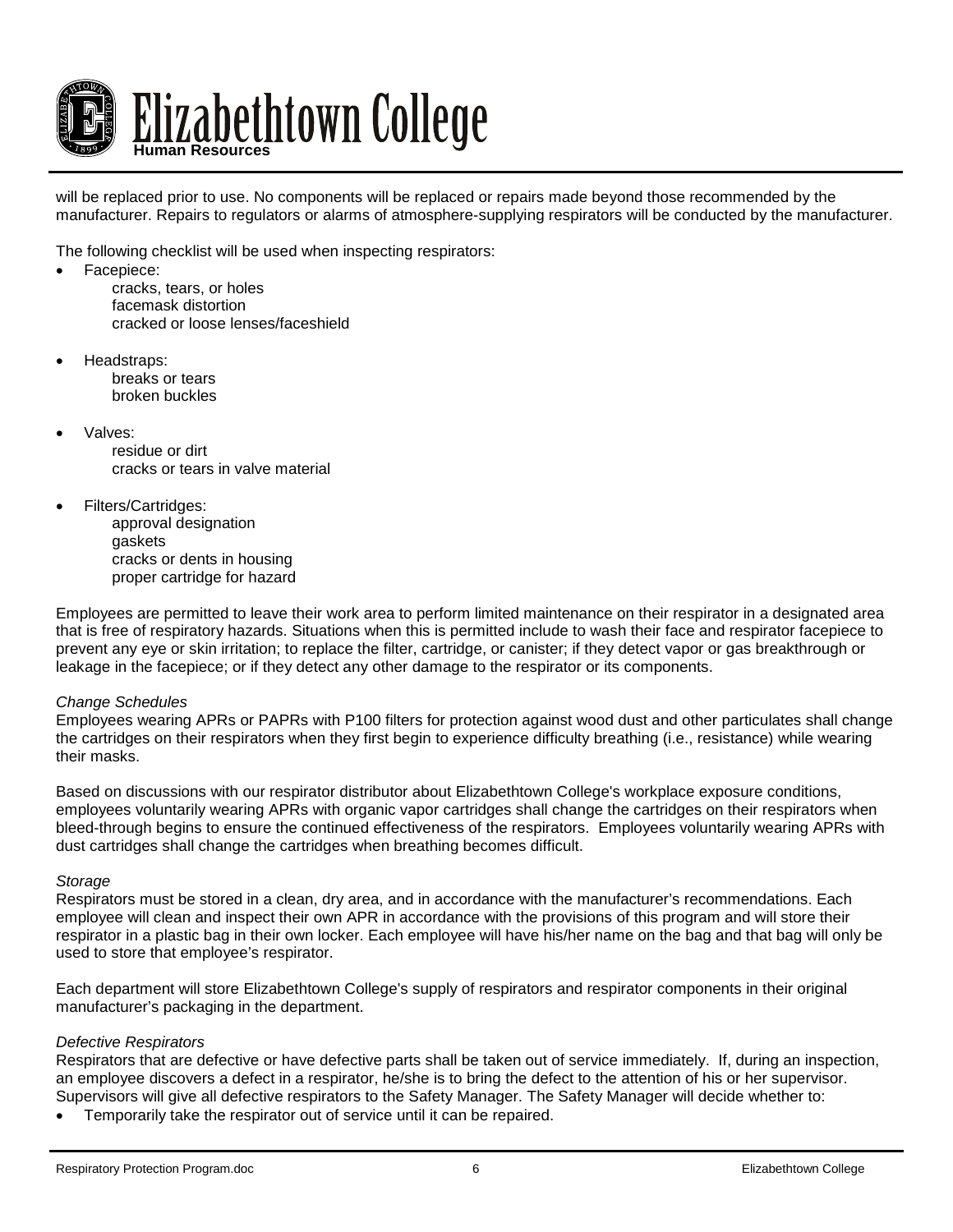will be replaced prior to use. No components will be replaced or repairs made beyond those recommended by the manufacturer. Repairs to regulators or alarms of atmosphere-supplying respirators will be conducted by the manufacturer.

The following checklist will be used when inspecting respirators:

- Facepiece:
  - cracks, tears, or holes
  - facemask distortion
  - cracked or loose lenses/faceshield
- Headstraps:
  - breaks or tears
  - broken buckles
- Valves:
  - residue or dirt
  - cracks or tears in valve material
- Filters/Cartridges:
  - approval designation
  - gaskets
  - cracks or dents in housing
  - proper cartridge for hazard

Employees are permitted to leave their work area to perform limited maintenance on their respirator in a designated area that is free of respiratory hazards. Situations when this is permitted include to wash their face and respirator facepiece to prevent any eye or skin irritation; to replace the filter, cartridge, or canister; if they detect vapor or gas breakthrough or leakage in the facepiece; or if they detect any other damage to the respirator or its components.

*Change Schedules*

Employees wearing APRs or PAPRs with P100 filters for protection against wood dust and other particulates shall change the cartridges on their respirators when they first begin to experience difficulty breathing (i.e., resistance) while wearing their masks.

Based on discussions with our respirator distributor about Elizabethtown College's workplace exposure conditions, employees voluntarily wearing APRs with organic vapor cartridges shall change the cartridges on their respirators when bleed-through begins to ensure the continued effectiveness of the respirators. Employees voluntarily wearing APRs with dust cartridges shall change the cartridges when breathing becomes difficult.

*Storage*

Respirators must be stored in a clean, dry area, and in accordance with the manufacturer's recommendations. Each employee will clean and inspect their own APR in accordance with the provisions of this program and will store their respirator in a plastic bag in their own locker. Each employee will have his/her name on the bag and that bag will only be used to store that employee's respirator.

Each department will store Elizabethtown College's supply of respirators and respirator components in their original manufacturer's packaging in the department.

*Defective Respirators*

Respirators that are defective or have defective parts shall be taken out of service immediately. If, during an inspection, an employee discovers a defect in a respirator, he/she is to bring the defect to the attention of his or her supervisor. Supervisors will give all defective respirators to the Safety Manager. The Safety Manager will decide whether to:

- Temporarily take the respirator out of service until it can be repaired.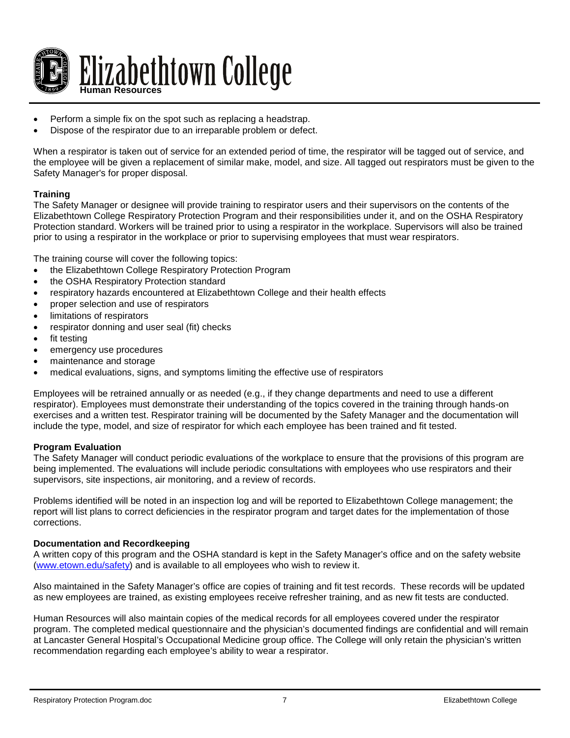- Perform a simple fix on the spot such as replacing a headstrap.
- Dispose of the respirator due to an irreparable problem or defect.

When a respirator is taken out of service for an extended period of time, the respirator will be tagged out of service, and the employee will be given a replacement of similar make, model, and size. All tagged out respirators must be given to the Safety Manager's for proper disposal.

**Training**

The Safety Manager or designee will provide training to respirator users and their supervisors on the contents of the Elizabethtown College Respiratory Protection Program and their responsibilities under it, and on the OSHA Respiratory Protection standard. Workers will be trained prior to using a respirator in the workplace. Supervisors will also be trained prior to using a respirator in the workplace or prior to supervising employees that must wear respirators.

The training course will cover the following topics:

- the Elizabethtown College Respiratory Protection Program
- the OSHA Respiratory Protection standard
- respiratory hazards encountered at Elizabethtown College and their health effects
- proper selection and use of respirators
- limitations of respirators
- respirator donning and user seal (fit) checks
- fit testing
- emergency use procedures
- maintenance and storage
- medical evaluations, signs, and symptoms limiting the effective use of respirators

Employees will be retrained annually or as needed (e.g., if they change departments and need to use a different respirator). Employees must demonstrate their understanding of the topics covered in the training through hands-on exercises and a written test. Respirator training will be documented by the Safety Manager and the documentation will include the type, model, and size of respirator for which each employee has been trained and fit tested.

**Program Evaluation**

The Safety Manager will conduct periodic evaluations of the workplace to ensure that the provisions of this program are being implemented. The evaluations will include periodic consultations with employees who use respirators and their supervisors, site inspections, air monitoring, and a review of records.

Problems identified will be noted in an inspection log and will be reported to Elizabethtown College management; the report will list plans to correct deficiencies in the respirator program and target dates for the implementation of those corrections.

**Documentation and Recordkeeping**

A written copy of this program and the OSHA standard is kept in the Safety Manager's office and on the safety website (www.etown.edu/safety) and is available to all employees who wish to review it.

Also maintained in the Safety Manager's office are copies of training and fit test records. These records will be updated as new employees are trained, as existing employees receive refresher training, and as new fit tests are conducted.

Human Resources will also maintain copies of the medical records for all employees covered under the respirator program. The completed medical questionnaire and the physician's documented findings are confidential and will remain at Lancaster General Hospital's Occupational Medicine group office. The College will only retain the physician's written recommendation regarding each employee's ability to wear a respirator.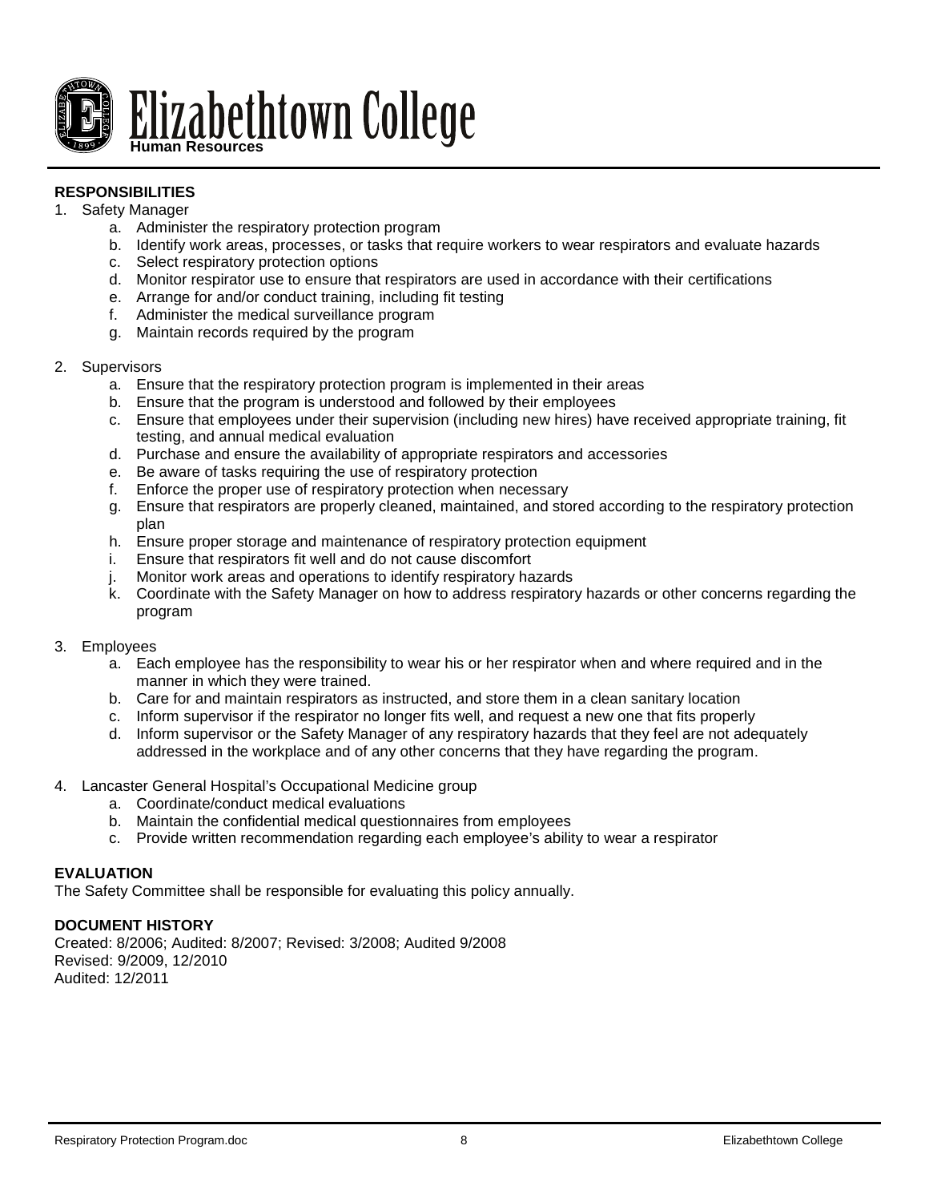## RESPONSIBILITIES

1. Safety Manager
   a. Administer the respiratory protection program
   b. Identify work areas, processes, or tasks that require workers to wear respirators and evaluate hazards
   c. Select respiratory protection options
   d. Monitor respirator use to ensure that respirators are used in accordance with their certifications
   e. Arrange for and/or conduct training, including fit testing
   f. Administer the medical surveillance program
   g. Maintain records required by the program

2. Supervisors
   a. Ensure that the respiratory protection program is implemented in their areas
   b. Ensure that the program is understood and followed by their employees
   c. Ensure that employees under their supervision (including new hires) have received appropriate training, fit testing, and annual medical evaluation
   d. Purchase and ensure the availability of appropriate respirators and accessories
   e. Be aware of tasks requiring the use of respiratory protection
   f. Enforce the proper use of respiratory protection when necessary
   g. Ensure that respirators are properly cleaned, maintained, and stored according to the respiratory protection plan
   h. Ensure proper storage and maintenance of respiratory protection equipment
   i. Ensure that respirators fit well and do not cause discomfort
   j. Monitor work areas and operations to identify respiratory hazards
   k. Coordinate with the Safety Manager on how to address respiratory hazards or other concerns regarding the program

3. Employees
   a. Each employee has the responsibility to wear his or her respirator when and where required and in the manner in which they were trained.
   b. Care for and maintain respirators as instructed, and store them in a clean sanitary location
   c. Inform supervisor if the respirator no longer fits well, and request a new one that fits properly
   d. Inform supervisor or the Safety Manager of any respiratory hazards that they feel are not adequately addressed in the workplace and of any other concerns that they have regarding the program.

4. Lancaster General Hospital's Occupational Medicine group
   a. Coordinate/conduct medical evaluations
   b. Maintain the confidential medical questionnaires from employees
   c. Provide written recommendation regarding each employee's ability to wear a respirator

## EVALUATION

The Safety Committee shall be responsible for evaluating this policy annually.

## DOCUMENT HISTORY

Created: 8/2006; Audited: 8/2007; Revised: 3/2008; Audited 9/2008
Revised: 9/2009, 12/2010
Audited: 12/2011